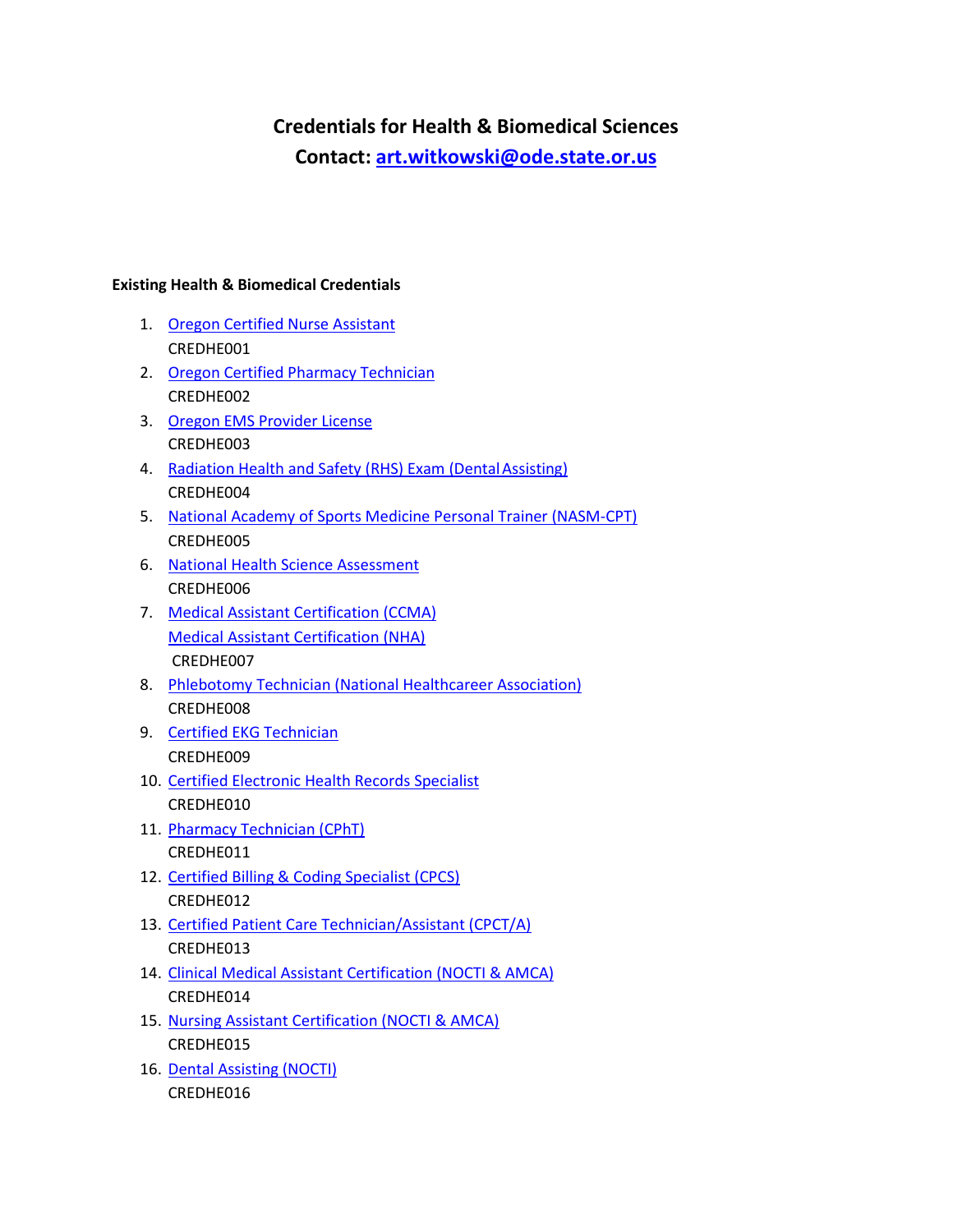# Credentials for Health & Biomedical Sciences

## Contact: art.witkowski@ode.state.or.us

**Existing Health & Biomedical Credentials**

1. Oregon Certified Nurse Assistant
   CREDHE001
2. Oregon Certified Pharmacy Technician
   CREDHE002
3. Oregon EMS Provider License
   CREDHE003
4. Radiation Health and Safety (RHS) Exam (Dental Assisting)
   CREDHE004
5. National Academy of Sports Medicine Personal Trainer (NASM-CPT)
   CREDHE005
6. National Health Science Assessment
   CREDHE006
7. Medical Assistant Certification (CCMA)
   Medical Assistant Certification (NHA)
   CREDHE007
8. Phlebotomy Technician (National Healthcareer Association)
   CREDHE008
9. Certified EKG Technician
   CREDHE009
10. Certified Electronic Health Records Specialist
    CREDHE010
11. Pharmacy Technician (CPhT)
    CREDHE011
12. Certified Billing & Coding Specialist (CPCS)
    CREDHE012
13. Certified Patient Care Technician/Assistant (CPCT/A)
    CREDHE013
14. Clinical Medical Assistant Certification (NOCTI & AMCA)
    CREDHE014
15. Nursing Assistant Certification (NOCTI & AMCA)
    CREDHE015
16. Dental Assisting (NOCTI)
    CREDHE016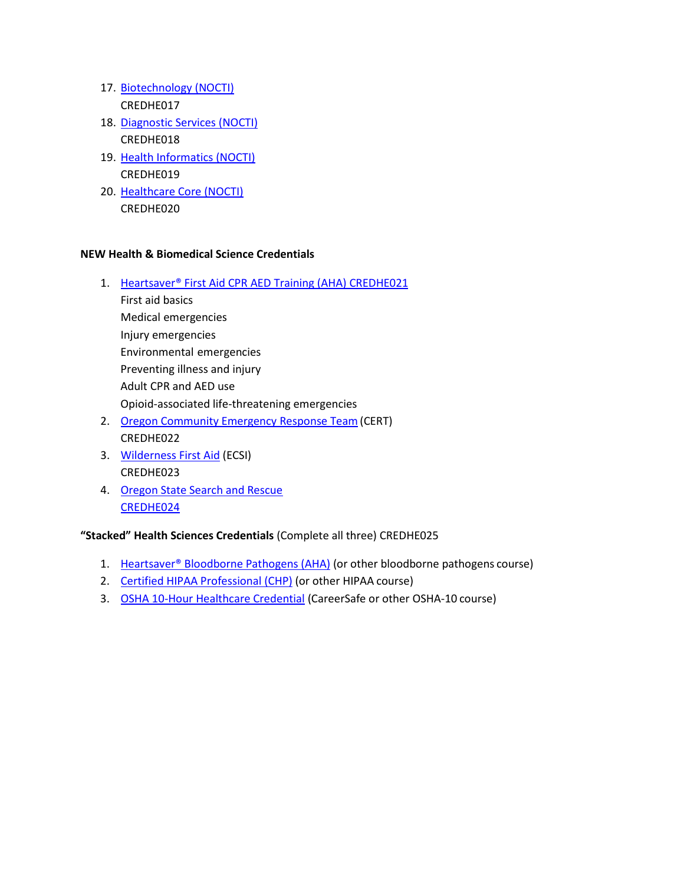17. Biotechnology (NOCTI)
    CREDHE017
18. Diagnostic Services (NOCTI)
    CREDHE018
19. Health Informatics (NOCTI)
    CREDHE019
20. Healthcare Core (NOCTI)
    CREDHE020

**NEW Health & Biomedical Science Credentials**

1. Heartsaver® First Aid CPR AED Training (AHA) CREDHE021
   First aid basics
   Medical emergencies
   Injury emergencies
   Environmental emergencies
   Preventing illness and injury
   Adult CPR and AED use
   Opioid-associated life-threatening emergencies
2. Oregon Community Emergency Response Team (CERT)
   CREDHE022
3. Wilderness First Aid (ECSI)
   CREDHE023
4. Oregon State Search and Rescue
   CREDHE024

**"Stacked" Health Sciences Credentials** (Complete all three) CREDHE025

1. Heartsaver® Bloodborne Pathogens (AHA) (or other bloodborne pathogens course)
2. Certified HIPAA Professional (CHP) (or other HIPAA course)
3. OSHA 10-Hour Healthcare Credential (CareerSafe or other OSHA-10 course)